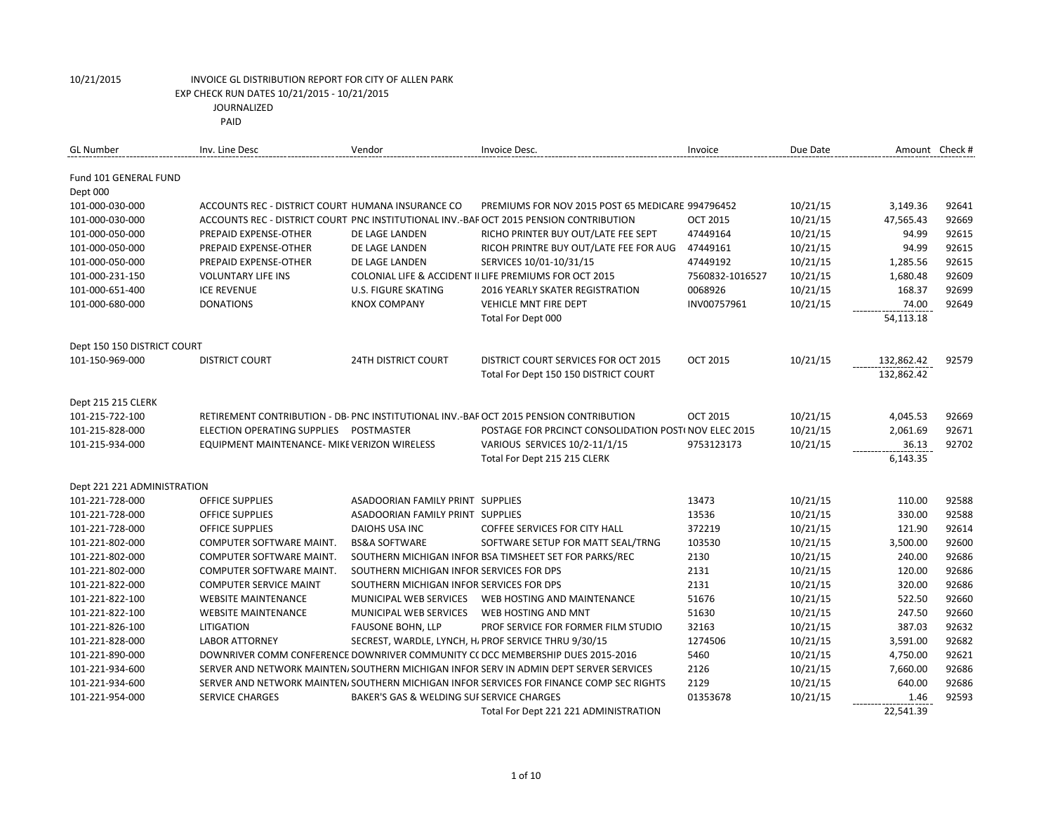10/21/2015 INVOICE GL DISTRIBUTION REPORT FOR CITY OF ALLEN PARK
EXP CHECK RUN DATES 10/21/2015 - 10/21/2015
JOURNALIZED
PAID

| GL Number | Inv. Line Desc | Vendor | Invoice Desc. | Invoice | Due Date | Amount | Check # |
|---|---|---|---|---|---|---|---|
| Fund 101 GENERAL FUND | | | | | | | |
| Dept 000 | | | | | | | |
| 101-000-030-000 | ACCOUNTS REC - DISTRICT COURT | HUMANA INSURANCE CO | PREMIUMS FOR NOV 2015 POST 65 MEDICARE | 994796452 | 10/21/15 | 3,149.36 | 92641 |
| 101-000-030-000 | ACCOUNTS REC - DISTRICT COURT | PNC INSTITUTIONAL INV.-BAF | OCT 2015 PENSION CONTRIBUTION | OCT 2015 | 10/21/15 | 47,565.43 | 92669 |
| 101-000-050-000 | PREPAID EXPENSE-OTHER | DE LAGE LANDEN | RICHO PRINTER BUY OUT/LATE FEE SEPT | 47449164 | 10/21/15 | 94.99 | 92615 |
| 101-000-050-000 | PREPAID EXPENSE-OTHER | DE LAGE LANDEN | RICOH PRINTRE BUY OUT/LATE FEE FOR AUG | 47449161 | 10/21/15 | 94.99 | 92615 |
| 101-000-050-000 | PREPAID EXPENSE-OTHER | DE LAGE LANDEN | SERVICES 10/01-10/31/15 | 47449192 | 10/21/15 | 1,285.56 | 92615 |
| 101-000-231-150 | VOLUNTARY LIFE INS | COLONIAL LIFE & ACCIDENT II | LIFE PREMIUMS FOR OCT 2015 | 7560832-1016527 | 10/21/15 | 1,680.48 | 92609 |
| 101-000-651-400 | ICE REVENUE | U.S. FIGURE SKATING | 2016 YEARLY SKATER REGISTRATION | 0068926 | 10/21/15 | 168.37 | 92699 |
| 101-000-680-000 | DONATIONS | KNOX COMPANY | VEHICLE MNT FIRE DEPT | INV00757961 | 10/21/15 | 74.00 | 92649 |
| | | | Total For Dept 000 | | | 54,113.18 | |
| Dept 150 150 DISTRICT COURT | | | | | | | |
| 101-150-969-000 | DISTRICT COURT | 24TH DISTRICT COURT | DISTRICT COURT SERVICES FOR OCT 2015 | OCT 2015 | 10/21/15 | 132,862.42 | 92579 |
| | | | Total For Dept 150 150 DISTRICT COURT | | | 132,862.42 | |
| Dept 215 215 CLERK | | | | | | | |
| 101-215-722-100 | RETIREMENT CONTRIBUTION - DB- | PNC INSTITUTIONAL INV.-BAF | OCT 2015 PENSION CONTRIBUTION | OCT 2015 | 10/21/15 | 4,045.53 | 92669 |
| 101-215-828-000 | ELECTION OPERATING SUPPLIES | POSTMASTER | POSTAGE FOR PRCINCT CONSOLIDATION POST( | NOV ELEC 2015 | 10/21/15 | 2,061.69 | 92671 |
| 101-215-934-000 | EQUIPMENT MAINTENANCE- MIKE | VERIZON WIRELESS | VARIOUS SERVICES 10/2-11/1/15 | 9753123173 | 10/21/15 | 36.13 | 92702 |
| | | | Total For Dept 215 215 CLERK | | | 6,143.35 | |
| Dept 221 221 ADMINISTRATION | | | | | | | |
| 101-221-728-000 | OFFICE SUPPLIES | ASADOORIAN FAMILY PRINT | SUPPLIES | 13473 | 10/21/15 | 110.00 | 92588 |
| 101-221-728-000 | OFFICE SUPPLIES | ASADOORIAN FAMILY PRINT | SUPPLIES | 13536 | 10/21/15 | 330.00 | 92588 |
| 101-221-728-000 | OFFICE SUPPLIES | DAIOHS USA INC | COFFEE SERVICES FOR CITY HALL | 372219 | 10/21/15 | 121.90 | 92614 |
| 101-221-802-000 | COMPUTER SOFTWARE MAINT. | BS&A SOFTWARE | SOFTWARE SETUP FOR MATT SEAL/TRNG | 103530 | 10/21/15 | 3,500.00 | 92600 |
| 101-221-802-000 | COMPUTER SOFTWARE MAINT. | SOUTHERN MICHIGAN INFOR | BSA TIMSHEET SET FOR PARKS/REC | 2130 | 10/21/15 | 240.00 | 92686 |
| 101-221-802-000 | COMPUTER SOFTWARE MAINT. | SOUTHERN MICHIGAN INFOR | SERVICES FOR DPS | 2131 | 10/21/15 | 120.00 | 92686 |
| 101-221-822-000 | COMPUTER SERVICE MAINT | SOUTHERN MICHIGAN INFOR | SERVICES FOR DPS | 2131 | 10/21/15 | 320.00 | 92686 |
| 101-221-822-100 | WEBSITE MAINTENANCE | MUNICIPAL WEB SERVICES | WEB HOSTING AND MAINTENANCE | 51676 | 10/21/15 | 522.50 | 92660 |
| 101-221-822-100 | WEBSITE MAINTENANCE | MUNICIPAL WEB SERVICES | WEB HOSTING AND MNT | 51630 | 10/21/15 | 247.50 | 92660 |
| 101-221-826-100 | LITIGATION | FAUSONE BOHN, LLP | PROF SERVICE FOR FORMER FILM STUDIO | 32163 | 10/21/15 | 387.03 | 92632 |
| 101-221-828-000 | LABOR ATTORNEY | SECREST, WARDLE, LYNCH, H. | PROF SERVICE THRU 9/30/15 | 1274506 | 10/21/15 | 3,591.00 | 92682 |
| 101-221-890-000 | DOWNRIVER COMM CONFERENCE | DOWNRIVER COMMUNITY C( | DCC MEMBERSHIP DUES 2015-2016 | 5460 | 10/21/15 | 4,750.00 | 92621 |
| 101-221-934-600 | SERVER AND NETWORK MAINTEN/ | SOUTHERN MICHIGAN INFOR | SERV IN ADMIN DEPT SERVER SERVICES | 2126 | 10/21/15 | 7,660.00 | 92686 |
| 101-221-934-600 | SERVER AND NETWORK MAINTEN/ | SOUTHERN MICHIGAN INFOR | SERVICES FOR FINANCE COMP SEC RIGHTS | 2129 | 10/21/15 | 640.00 | 92686 |
| 101-221-954-000 | SERVICE CHARGES | BAKER'S GAS & WELDING SUI | SERVICE CHARGES | 01353678 | 10/21/15 | 1.46 | 92593 |
| | | | Total For Dept 221 221 ADMINISTRATION | | | 22,541.39 | |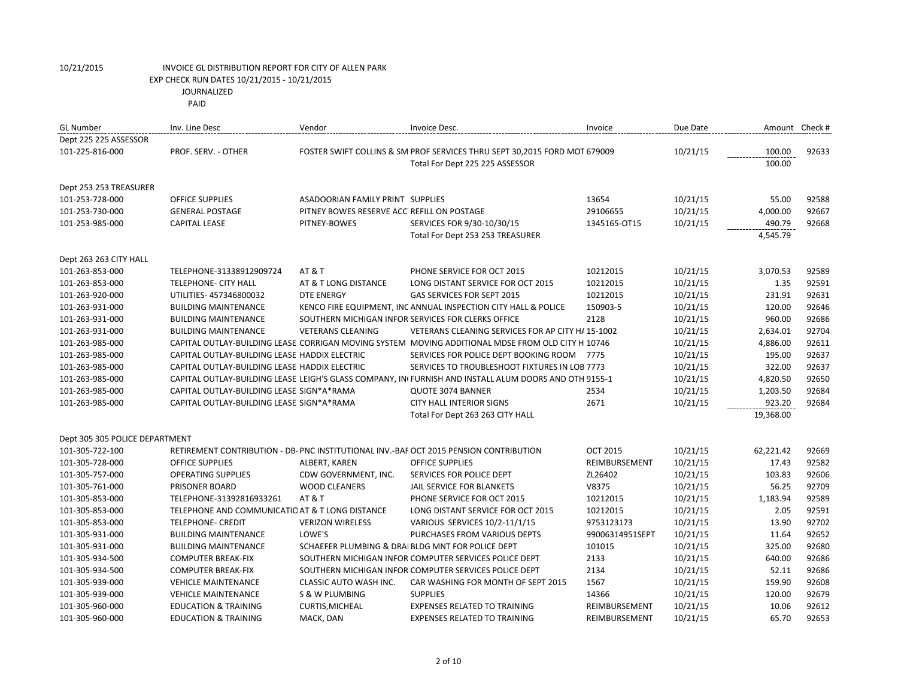10/21/2015 INVOICE GL DISTRIBUTION REPORT FOR CITY OF ALLEN PARK

EXP CHECK RUN DATES 10/21/2015 - 10/21/2015

JOURNALIZED

PAID

| GL Number | Inv. Line Desc | Vendor | Invoice Desc. | Invoice | Due Date | Amount | Check # |
|---|---|---|---|---|---|---|---|
| Dept 225 225 ASSESSOR | | | | | | | |
| 101-225-816-000 | PROF. SERV. - OTHER | FOSTER SWIFT COLLINS & SM | PROF SERVICES THRU SEPT 30,2015 FORD MOT | 679009 | 10/21/15 | 100.00 | 92633 |
| | | | Total For Dept 225 225 ASSESSOR | | | 100.00 | |
| Dept 253 253 TREASURER | | | | | | | |
| 101-253-728-000 | OFFICE SUPPLIES | ASADOORIAN FAMILY PRINT | SUPPLIES | 13654 | 10/21/15 | 55.00 | 92588 |
| 101-253-730-000 | GENERAL POSTAGE | PITNEY BOWES RESERVE ACC | REFILL ON POSTAGE | 29106655 | 10/21/15 | 4,000.00 | 92667 |
| 101-253-985-000 | CAPITAL LEASE | PITNEY-BOWES | SERVICES FOR 9/30-10/30/15 | 1345165-OT15 | 10/21/15 | 490.79 | 92668 |
| | | | Total For Dept 253 253 TREASURER | | | 4,545.79 | |
| Dept 263 263 CITY HALL | | | | | | | |
| 101-263-853-000 | TELEPHONE-31338912909724 | AT & T | PHONE SERVICE FOR OCT 2015 | 10212015 | 10/21/15 | 3,070.53 | 92589 |
| 101-263-853-000 | TELEPHONE- CITY HALL | AT & T LONG DISTANCE | LONG DISTANT SERVICE FOR OCT 2015 | 10212015 | 10/21/15 | 1.35 | 92591 |
| 101-263-920-000 | UTILITIES- 457346800032 | DTE ENERGY | GAS SERVICES FOR SEPT 2015 | 10212015 | 10/21/15 | 231.91 | 92631 |
| 101-263-931-000 | BUILDING MAINTENANCE | KENCO FIRE EQUIPMENT, INC | ANNUAL INSPECTION CITY HALL & POLICE | 150903-5 | 10/21/15 | 120.00 | 92646 |
| 101-263-931-000 | BUILDING MAINTENANCE | SOUTHERN MICHIGAN INFOR | SERVICES FOR CLERKS OFFICE | 2128 | 10/21/15 | 960.00 | 92686 |
| 101-263-931-000 | BUILDING MAINTENANCE | VETERANS CLEANING | VETERANS CLEANING SERVICES FOR AP CITY HA | 15-1002 | 10/21/15 | 2,634.01 | 92704 |
| 101-263-985-000 | CAPITAL OUTLAY-BUILDING LEASE | CORRIGAN MOVING SYSTEM | MOVING ADDITIONAL MDSE FROM OLD CITY H | 10746 | 10/21/15 | 4,886.00 | 92611 |
| 101-263-985-000 | CAPITAL OUTLAY-BUILDING LEASE | HADDIX ELECTRIC | SERVICES FOR POLICE DEPT BOOKING ROOM | 7775 | 10/21/15 | 195.00 | 92637 |
| 101-263-985-000 | CAPITAL OUTLAY-BUILDING LEASE | HADDIX ELECTRIC | SERVICES TO TROUBLESHOOT FIXTURES IN LOB | 7773 | 10/21/15 | 322.00 | 92637 |
| 101-263-985-000 | CAPITAL OUTLAY-BUILDING LEASE | LEIGH'S GLASS COMPANY, IN | FURNISH AND INSTALL ALUM DOORS AND OTH | 9155-1 | 10/21/15 | 4,820.50 | 92650 |
| 101-263-985-000 | CAPITAL OUTLAY-BUILDING LEASE | SIGN*A*RAMA | QUOTE 3074 BANNER | 2534 | 10/21/15 | 1,203.50 | 92684 |
| 101-263-985-000 | CAPITAL OUTLAY-BUILDING LEASE | SIGN*A*RAMA | CITY HALL INTERIOR SIGNS | 2671 | 10/21/15 | 923.20 | 92684 |
| | | | Total For Dept 263 263 CITY HALL | | | 19,368.00 | |
| Dept 305 305 POLICE DEPARTMENT | | | | | | | |
| 101-305-722-100 | RETIREMENT CONTRIBUTION - DB- | PNC INSTITUTIONAL INV.-BAF | OCT 2015 PENSION CONTRIBUTION | OCT 2015 | 10/21/15 | 62,221.42 | 92669 |
| 101-305-728-000 | OFFICE SUPPLIES | ALBERT, KAREN | OFFICE SUPPLIES | REIMBURSEMENT | 10/21/15 | 17.43 | 92582 |
| 101-305-757-000 | OPERATING SUPPLIES | CDW GOVERNMENT, INC. | SERVICES FOR POLICE DEPT | ZL26402 | 10/21/15 | 103.83 | 92606 |
| 101-305-761-000 | PRISONER BOARD | WOOD CLEANERS | JAIL SERVICE FOR BLANKETS | V8375 | 10/21/15 | 56.25 | 92709 |
| 101-305-853-000 | TELEPHONE-31392816933261 | AT & T | PHONE SERVICE FOR OCT 2015 | 10212015 | 10/21/15 | 1,183.94 | 92589 |
| 101-305-853-000 | TELEPHONE AND COMMUNICATIO | AT & T LONG DISTANCE | LONG DISTANT SERVICE FOR OCT 2015 | 10212015 | 10/21/15 | 2.05 | 92591 |
| 101-305-853-000 | TELEPHONE- CREDIT | VERIZON WIRELESS | VARIOUS SERVICES 10/2-11/1/15 | 9753123173 | 10/21/15 | 13.90 | 92702 |
| 101-305-931-000 | BUILDING MAINTENANCE | LOWE'S | PURCHASES FROM VARIOUS DEPTS | 99006314951SEPT | 10/21/15 | 11.64 | 92652 |
| 101-305-931-000 | BUILDING MAINTENANCE | SCHAEFER PLUMBING & DRAI | BLDG MNT FOR POLICE DEPT | 101015 | 10/21/15 | 325.00 | 92680 |
| 101-305-934-500 | COMPUTER BREAK-FIX | SOUTHERN MICHIGAN INFOR | COMPUTER SERVICES POLICE DEPT | 2133 | 10/21/15 | 640.00 | 92686 |
| 101-305-934-500 | COMPUTER BREAK-FIX | SOUTHERN MICHIGAN INFOR | COMPUTER SERVICES POLICE DEPT | 2134 | 10/21/15 | 52.11 | 92686 |
| 101-305-939-000 | VEHICLE MAINTENANCE | CLASSIC AUTO WASH INC. | CAR WASHING FOR MONTH OF SEPT 2015 | 1567 | 10/21/15 | 159.90 | 92608 |
| 101-305-939-000 | VEHICLE MAINTENANCE | S & W PLUMBING | SUPPLIES | 14366 | 10/21/15 | 120.00 | 92679 |
| 101-305-960-000 | EDUCATION & TRAINING | CURTIS,MICHEAL | EXPENSES RELATED TO TRAINING | REIMBURSEMENT | 10/21/15 | 10.06 | 92612 |
| 101-305-960-000 | EDUCATION & TRAINING | MACK, DAN | EXPENSES RELATED TO TRAINING | REIMBURSEMENT | 10/21/15 | 65.70 | 92653 |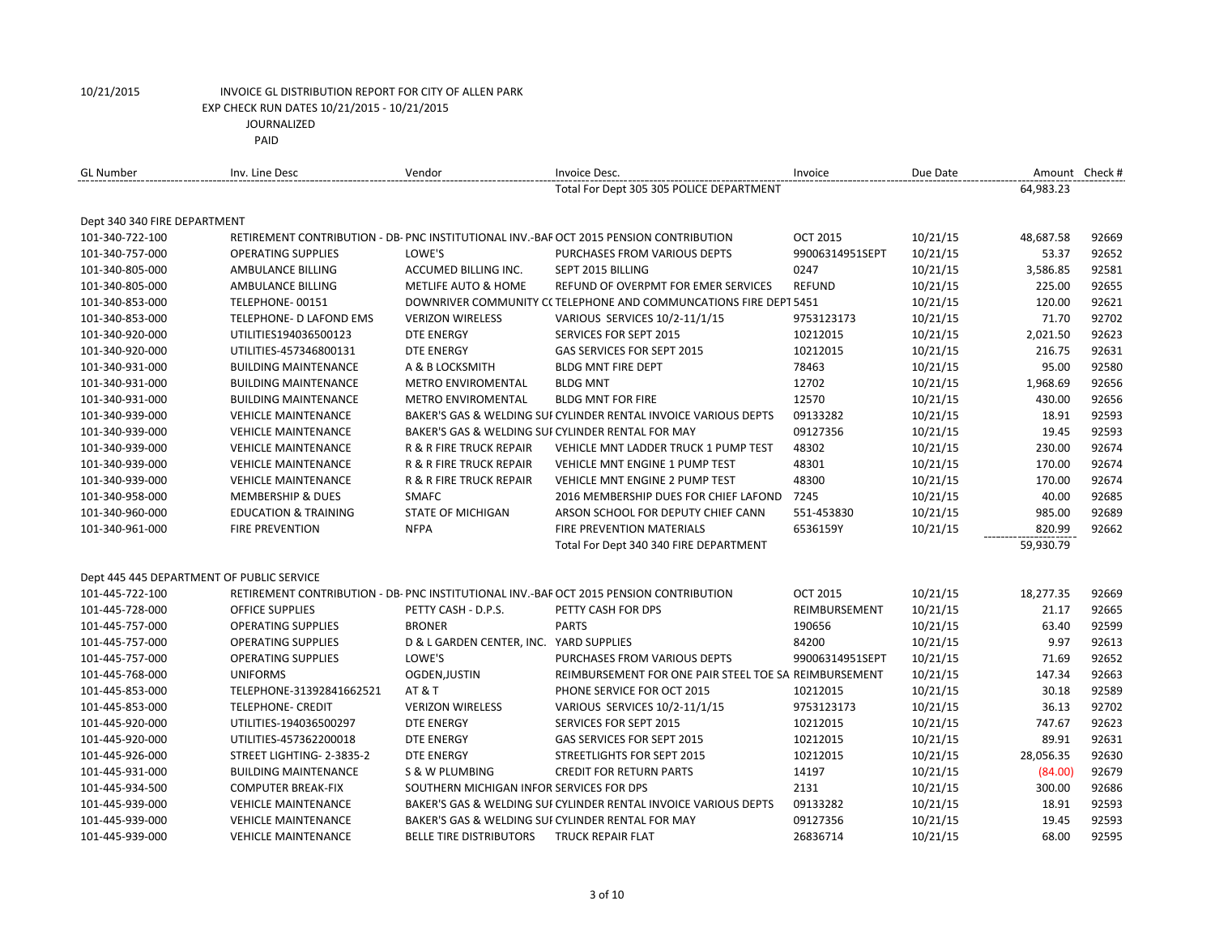10/21/2015 INVOICE GL DISTRIBUTION REPORT FOR CITY OF ALLEN PARK
EXP CHECK RUN DATES 10/21/2015 - 10/21/2015
JOURNALIZED
PAID

| GL Number | Inv. Line Desc | Vendor | Invoice Desc. | Invoice | Due Date | Amount | Check # |
|---|---|---|---|---|---|---|---|
| | | | Total For Dept 305 305 POLICE DEPARTMENT | | | 64,983.23 | |
| Dept 340 340 FIRE DEPARTMENT | | | | | | | |
| 101-340-722-100 | RETIREMENT CONTRIBUTION - DB- | PNC INSTITUTIONAL INV.-BAF | OCT 2015 PENSION CONTRIBUTION | OCT 2015 | 10/21/15 | 48,687.58 | 92669 |
| 101-340-757-000 | OPERATING SUPPLIES | LOWE'S | PURCHASES FROM VARIOUS DEPTS | 99006314951SEPT | 10/21/15 | 53.37 | 92652 |
| 101-340-805-000 | AMBULANCE BILLING | ACCUMED BILLING INC. | SEPT 2015 BILLING | 0247 | 10/21/15 | 3,586.85 | 92581 |
| 101-340-805-000 | AMBULANCE BILLING | METLIFE AUTO & HOME | REFUND OF OVERPMT FOR EMER SERVICES | REFUND | 10/21/15 | 225.00 | 92655 |
| 101-340-853-000 | TELEPHONE- 00151 | DOWNRIVER COMMUNITY C( | TELEPHONE AND COMMUNCATIONS FIRE DEPT | 5451 | 10/21/15 | 120.00 | 92621 |
| 101-340-853-000 | TELEPHONE- D LAFOND EMS | VERIZON WIRELESS | VARIOUS SERVICES 10/2-11/1/15 | 9753123173 | 10/21/15 | 71.70 | 92702 |
| 101-340-920-000 | UTILITIES194036500123 | DTE ENERGY | SERVICES FOR SEPT 2015 | 10212015 | 10/21/15 | 2,021.50 | 92623 |
| 101-340-920-000 | UTILITIES-457346800131 | DTE ENERGY | GAS SERVICES FOR SEPT 2015 | 10212015 | 10/21/15 | 216.75 | 92631 |
| 101-340-931-000 | BUILDING MAINTENANCE | A & B LOCKSMITH | BLDG MNT FIRE DEPT | 78463 | 10/21/15 | 95.00 | 92580 |
| 101-340-931-000 | BUILDING MAINTENANCE | METRO ENVIROMENTAL | BLDG MNT | 12702 | 10/21/15 | 1,968.69 | 92656 |
| 101-340-931-000 | BUILDING MAINTENANCE | METRO ENVIROMENTAL | BLDG MNT FOR FIRE | 12570 | 10/21/15 | 430.00 | 92656 |
| 101-340-939-000 | VEHICLE MAINTENANCE | BAKER'S GAS & WELDING SUI | CYLINDER RENTAL INVOICE VARIOUS DEPTS | 09133282 | 10/21/15 | 18.91 | 92593 |
| 101-340-939-000 | VEHICLE MAINTENANCE | BAKER'S GAS & WELDING SUI | CYLINDER RENTAL FOR MAY | 09127356 | 10/21/15 | 19.45 | 92593 |
| 101-340-939-000 | VEHICLE MAINTENANCE | R & R FIRE TRUCK REPAIR | VEHICLE MNT LADDER TRUCK 1 PUMP TEST | 48302 | 10/21/15 | 230.00 | 92674 |
| 101-340-939-000 | VEHICLE MAINTENANCE | R & R FIRE TRUCK REPAIR | VEHICLE MNT ENGINE 1 PUMP TEST | 48301 | 10/21/15 | 170.00 | 92674 |
| 101-340-939-000 | VEHICLE MAINTENANCE | R & R FIRE TRUCK REPAIR | VEHICLE MNT ENGINE 2 PUMP TEST | 48300 | 10/21/15 | 170.00 | 92674 |
| 101-340-958-000 | MEMBERSHIP & DUES | SMAFC | 2016 MEMBERSHIP DUES FOR CHIEF LAFOND | 7245 | 10/21/15 | 40.00 | 92685 |
| 101-340-960-000 | EDUCATION & TRAINING | STATE OF MICHIGAN | ARSON SCHOOL FOR DEPUTY CHIEF CANN | 551-453830 | 10/21/15 | 985.00 | 92689 |
| 101-340-961-000 | FIRE PREVENTION | NFPA | FIRE PREVENTION MATERIALS | 6536159Y | 10/21/15 | 820.99 | 92662 |
| | | | Total For Dept 340 340 FIRE DEPARTMENT | | | 59,930.79 | |
| Dept 445 445 DEPARTMENT OF PUBLIC SERVICE | | | | | | | |
| 101-445-722-100 | RETIREMENT CONTRIBUTION - DB- | PNC INSTITUTIONAL INV.-BAF | OCT 2015 PENSION CONTRIBUTION | OCT 2015 | 10/21/15 | 18,277.35 | 92669 |
| 101-445-728-000 | OFFICE SUPPLIES | PETTY CASH - D.P.S. | PETTY CASH FOR DPS | REIMBURSEMENT | 10/21/15 | 21.17 | 92665 |
| 101-445-757-000 | OPERATING SUPPLIES | BRONER | PARTS | 190656 | 10/21/15 | 63.40 | 92599 |
| 101-445-757-000 | OPERATING SUPPLIES | D & L GARDEN CENTER, INC. | YARD SUPPLIES | 84200 | 10/21/15 | 9.97 | 92613 |
| 101-445-757-000 | OPERATING SUPPLIES | LOWE'S | PURCHASES FROM VARIOUS DEPTS | 99006314951SEPT | 10/21/15 | 71.69 | 92652 |
| 101-445-768-000 | UNIFORMS | OGDEN,JUSTIN | REIMBURSEMENT FOR ONE PAIR STEEL TOE SA | REIMBURSEMENT | 10/21/15 | 147.34 | 92663 |
| 101-445-853-000 | TELEPHONE-31392841662521 | AT & T | PHONE SERVICE FOR OCT 2015 | 10212015 | 10/21/15 | 30.18 | 92589 |
| 101-445-853-000 | TELEPHONE- CREDIT | VERIZON WIRELESS | VARIOUS SERVICES 10/2-11/1/15 | 9753123173 | 10/21/15 | 36.13 | 92702 |
| 101-445-920-000 | UTILITIES-194036500297 | DTE ENERGY | SERVICES FOR SEPT 2015 | 10212015 | 10/21/15 | 747.67 | 92623 |
| 101-445-920-000 | UTILITIES-457362200018 | DTE ENERGY | GAS SERVICES FOR SEPT 2015 | 10212015 | 10/21/15 | 89.91 | 92631 |
| 101-445-926-000 | STREET LIGHTING- 2-3835-2 | DTE ENERGY | STREETLIGHTS FOR SEPT 2015 | 10212015 | 10/21/15 | 28,056.35 | 92630 |
| 101-445-931-000 | BUILDING MAINTENANCE | S & W PLUMBING | CREDIT FOR RETURN PARTS | 14197 | 10/21/15 | (84.00) | 92679 |
| 101-445-934-500 | COMPUTER BREAK-FIX | SOUTHERN MICHIGAN INFOR | SERVICES FOR DPS | 2131 | 10/21/15 | 300.00 | 92686 |
| 101-445-939-000 | VEHICLE MAINTENANCE | BAKER'S GAS & WELDING SUI | CYLINDER RENTAL INVOICE VARIOUS DEPTS | 09133282 | 10/21/15 | 18.91 | 92593 |
| 101-445-939-000 | VEHICLE MAINTENANCE | BAKER'S GAS & WELDING SUI | CYLINDER RENTAL FOR MAY | 09127356 | 10/21/15 | 19.45 | 92593 |
| 101-445-939-000 | VEHICLE MAINTENANCE | BELLE TIRE DISTRIBUTORS | TRUCK REPAIR FLAT | 26836714 | 10/21/15 | 68.00 | 92595 |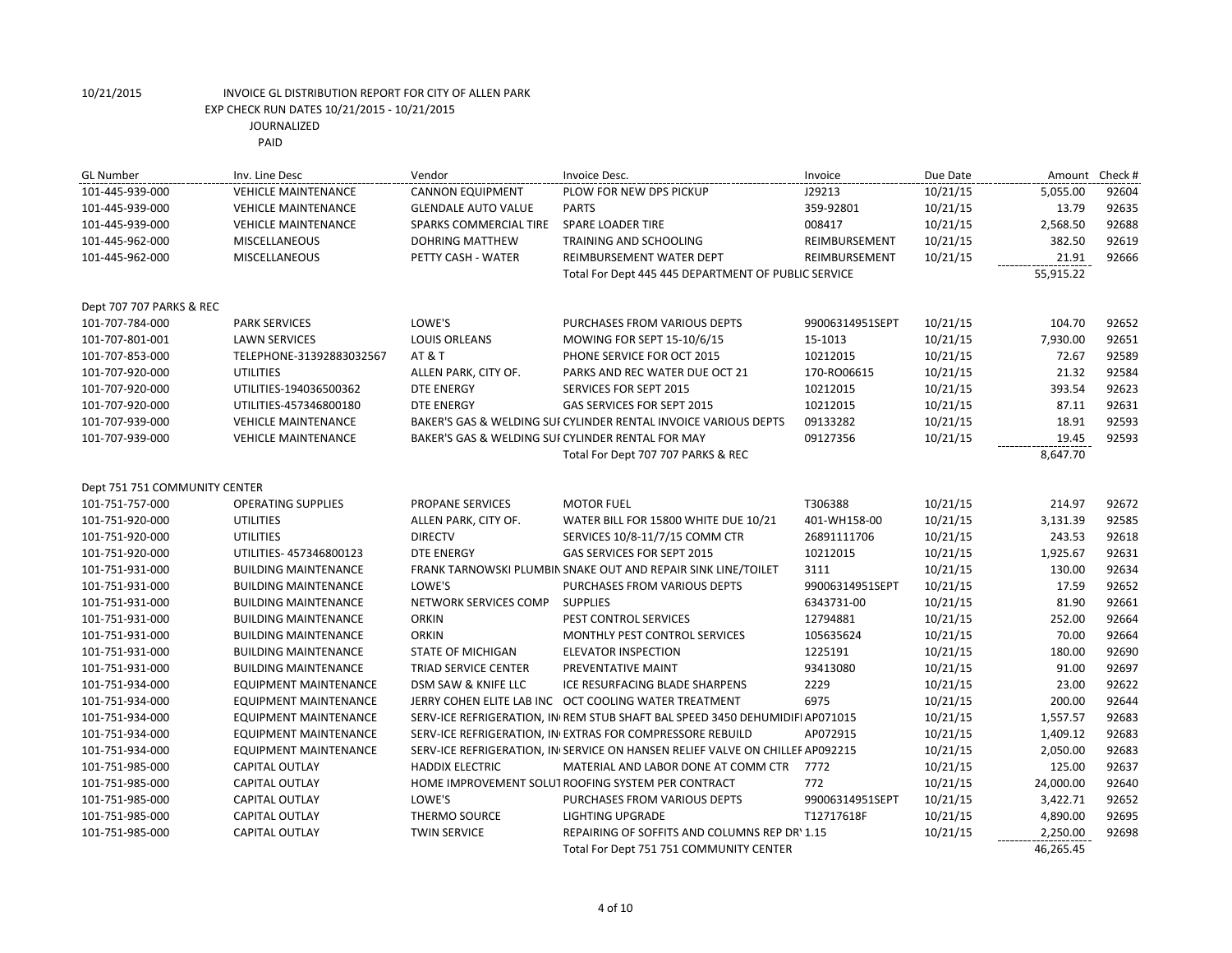10/21/2015 INVOICE GL DISTRIBUTION REPORT FOR CITY OF ALLEN PARK
EXP CHECK RUN DATES 10/21/2015 - 10/21/2015
JOURNALIZED
PAID

| GL Number | Inv. Line Desc | Vendor | Invoice Desc. | Invoice | Due Date | Amount | Check # |
|---|---|---|---|---|---|---|---|
| 101-445-939-000 | VEHICLE MAINTENANCE | CANNON EQUIPMENT | PLOW FOR NEW DPS PICKUP | J29213 | 10/21/15 | 5,055.00 | 92604 |
| 101-445-939-000 | VEHICLE MAINTENANCE | GLENDALE AUTO VALUE | PARTS | 359-92801 | 10/21/15 | 13.79 | 92635 |
| 101-445-939-000 | VEHICLE MAINTENANCE | SPARKS COMMERCIAL TIRE | SPARE LOADER TIRE | 008417 | 10/21/15 | 2,568.50 | 92688 |
| 101-445-962-000 | MISCELLANEOUS | DOHRING MATTHEW | TRAINING AND SCHOOLING | REIMBURSEMENT | 10/21/15 | 382.50 | 92619 |
| 101-445-962-000 | MISCELLANEOUS | PETTY CASH - WATER | REIMBURSEMENT WATER DEPT | REIMBURSEMENT | 10/21/15 | 21.91 | 92666 |
| | | | Total For Dept 445 445 DEPARTMENT OF PUBLIC SERVICE | | | 55,915.22 | |
| Dept 707 707 PARKS & REC | | | | | | | |
| 101-707-784-000 | PARK SERVICES | LOWE'S | PURCHASES FROM VARIOUS DEPTS | 99006314951SEPT | 10/21/15 | 104.70 | 92652 |
| 101-707-801-001 | LAWN SERVICES | LOUIS ORLEANS | MOWING FOR SEPT 15-10/6/15 | 15-1013 | 10/21/15 | 7,930.00 | 92651 |
| 101-707-853-000 | TELEPHONE-31392883032567 | AT & T | PHONE SERVICE FOR OCT 2015 | 10212015 | 10/21/15 | 72.67 | 92589 |
| 101-707-920-000 | UTILITIES | ALLEN PARK, CITY OF. | PARKS AND REC WATER DUE OCT 21 | 170-RO06615 | 10/21/15 | 21.32 | 92584 |
| 101-707-920-000 | UTILITIES-194036500362 | DTE ENERGY | SERVICES FOR SEPT 2015 | 10212015 | 10/21/15 | 393.54 | 92623 |
| 101-707-920-000 | UTILITIES-457346800180 | DTE ENERGY | GAS SERVICES FOR SEPT 2015 | 10212015 | 10/21/15 | 87.11 | 92631 |
| 101-707-939-000 | VEHICLE MAINTENANCE | BAKER'S GAS & WELDING SUI | CYLINDER RENTAL INVOICE VARIOUS DEPTS | 09133282 | 10/21/15 | 18.91 | 92593 |
| 101-707-939-000 | VEHICLE MAINTENANCE | BAKER'S GAS & WELDING SUI | CYLINDER RENTAL FOR MAY | 09127356 | 10/21/15 | 19.45 | 92593 |
| | | | Total For Dept 707 707 PARKS & REC | | | 8,647.70 | |
| Dept 751 751 COMMUNITY CENTER | | | | | | | |
| 101-751-757-000 | OPERATING SUPPLIES | PROPANE SERVICES | MOTOR FUEL | T306388 | 10/21/15 | 214.97 | 92672 |
| 101-751-920-000 | UTILITIES | ALLEN PARK, CITY OF. | WATER BILL FOR 15800 WHITE DUE 10/21 | 401-WH158-00 | 10/21/15 | 3,131.39 | 92585 |
| 101-751-920-000 | UTILITIES | DIRECTV | SERVICES 10/8-11/7/15 COMM CTR | 26891111706 | 10/21/15 | 243.53 | 92618 |
| 101-751-920-000 | UTILITIES- 457346800123 | DTE ENERGY | GAS SERVICES FOR SEPT 2015 | 10212015 | 10/21/15 | 1,925.67 | 92631 |
| 101-751-931-000 | BUILDING MAINTENANCE | FRANK TARNOWSKI PLUMBIN | SNAKE OUT AND REPAIR SINK LINE/TOILET | 3111 | 10/21/15 | 130.00 | 92634 |
| 101-751-931-000 | BUILDING MAINTENANCE | LOWE'S | PURCHASES FROM VARIOUS DEPTS | 99006314951SEPT | 10/21/15 | 17.59 | 92652 |
| 101-751-931-000 | BUILDING MAINTENANCE | NETWORK SERVICES COMP | SUPPLIES | 6343731-00 | 10/21/15 | 81.90 | 92661 |
| 101-751-931-000 | BUILDING MAINTENANCE | ORKIN | PEST CONTROL SERVICES | 12794881 | 10/21/15 | 252.00 | 92664 |
| 101-751-931-000 | BUILDING MAINTENANCE | ORKIN | MONTHLY PEST CONTROL SERVICES | 105635624 | 10/21/15 | 70.00 | 92664 |
| 101-751-931-000 | BUILDING MAINTENANCE | STATE OF MICHIGAN | ELEVATOR INSPECTION | 1225191 | 10/21/15 | 180.00 | 92690 |
| 101-751-931-000 | BUILDING MAINTENANCE | TRIAD SERVICE CENTER | PREVENTATIVE MAINT | 93413080 | 10/21/15 | 91.00 | 92697 |
| 101-751-934-000 | EQUIPMENT MAINTENANCE | DSM SAW & KNIFE LLC | ICE RESURFACING BLADE SHARPENS | 2229 | 10/21/15 | 23.00 | 92622 |
| 101-751-934-000 | EQUIPMENT MAINTENANCE | JERRY COHEN ELITE LAB INC | OCT COOLING WATER TREATMENT | 6975 | 10/21/15 | 200.00 | 92644 |
| 101-751-934-000 | EQUIPMENT MAINTENANCE | SERV-ICE REFRIGERATION, IN | REM STUB SHAFT BAL SPEED 3450 DEHUMIDIFI | AP071015 | 10/21/15 | 1,557.57 | 92683 |
| 101-751-934-000 | EQUIPMENT MAINTENANCE | SERV-ICE REFRIGERATION, IN | EXTRAS FOR COMPRESSORE REBUILD | AP072915 | 10/21/15 | 1,409.12 | 92683 |
| 101-751-934-000 | EQUIPMENT MAINTENANCE | SERV-ICE REFRIGERATION, IN | SERVICE ON HANSEN RELIEF VALVE ON CHILLEF | AP092215 | 10/21/15 | 2,050.00 | 92683 |
| 101-751-985-000 | CAPITAL OUTLAY | HADDIX ELECTRIC | MATERIAL AND LABOR DONE AT COMM CTR | 7772 | 10/21/15 | 125.00 | 92637 |
| 101-751-985-000 | CAPITAL OUTLAY | HOME IMPROVEMENT SOLUT | ROOFING SYSTEM PER CONTRACT | 772 | 10/21/15 | 24,000.00 | 92640 |
| 101-751-985-000 | CAPITAL OUTLAY | LOWE'S | PURCHASES FROM VARIOUS DEPTS | 99006314951SEPT | 10/21/15 | 3,422.71 | 92652 |
| 101-751-985-000 | CAPITAL OUTLAY | THERMO SOURCE | LIGHTING UPGRADE | T12717618F | 10/21/15 | 4,890.00 | 92695 |
| 101-751-985-000 | CAPITAL OUTLAY | TWIN SERVICE | REPAIRING OF SOFFITS AND COLUMNS REP DR\ | 1.15 | 10/21/15 | 2,250.00 | 92698 |
| | | | Total For Dept 751 751 COMMUNITY CENTER | | | 46,265.45 | |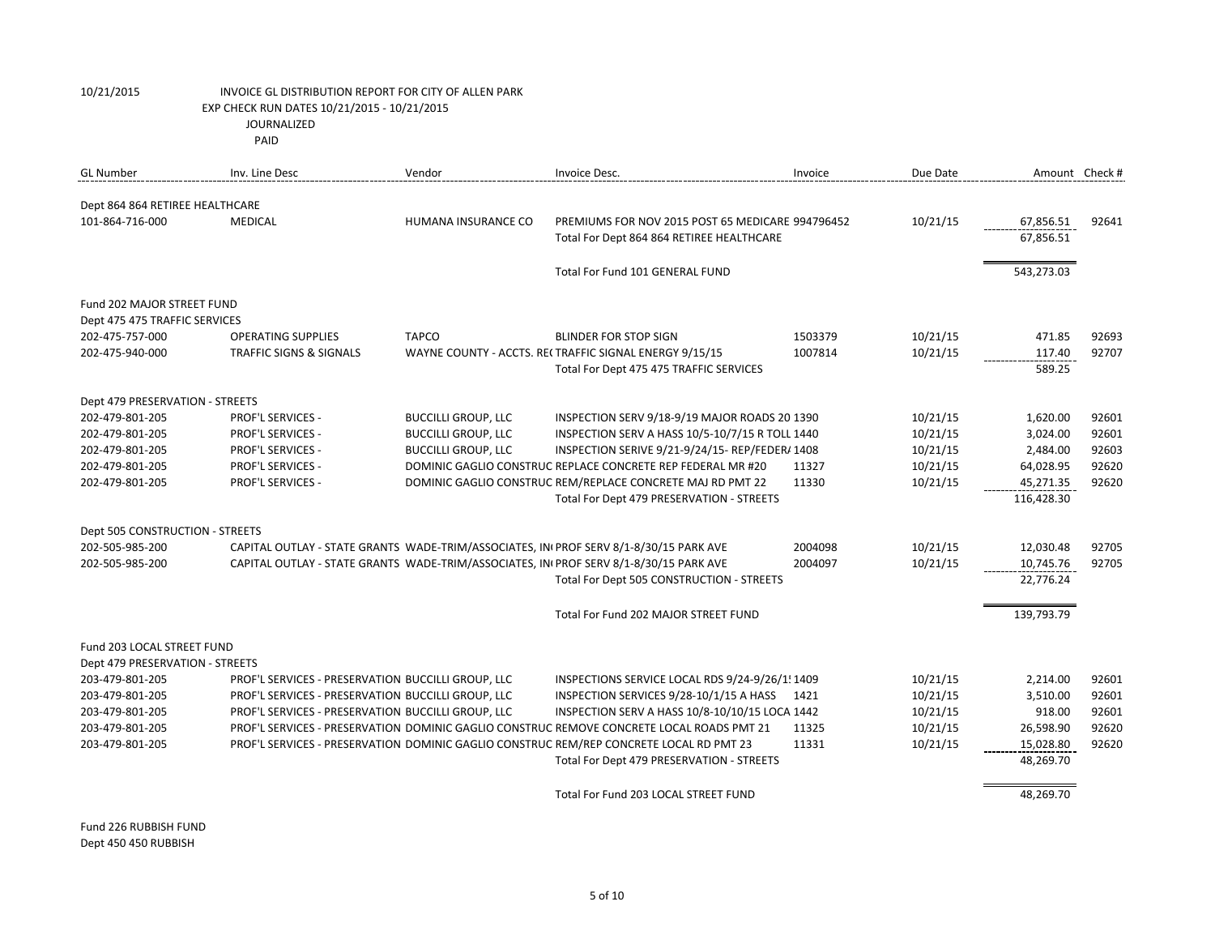10/21/2015 INVOICE GL DISTRIBUTION REPORT FOR CITY OF ALLEN PARK
EXP CHECK RUN DATES 10/21/2015 - 10/21/2015
JOURNALIZED
PAID

| GL Number | Inv. Line Desc | Vendor | Invoice Desc. | Invoice | Due Date | Amount | Check # |
|---|---|---|---|---|---|---|---|
| Dept 864 864 RETIREE HEALTHCARE | | | | | | | |
| 101-864-716-000 | MEDICAL | HUMANA INSURANCE CO | PREMIUMS FOR NOV 2015 POST 65 MEDICARE | 994796452 | 10/21/15 | 67,856.51 | 92641 |
| | | | Total For Dept 864 864 RETIREE HEALTHCARE | | | 67,856.51 | |
| | | | Total For Fund 101 GENERAL FUND | | | 543,273.03 | |
| Fund 202 MAJOR STREET FUND | | | | | | | |
| Dept 475 475 TRAFFIC SERVICES | | | | | | | |
| 202-475-757-000 | OPERATING SUPPLIES | TAPCO | BLINDER FOR STOP SIGN | 1503379 | 10/21/15 | 471.85 | 92693 |
| 202-475-940-000 | TRAFFIC SIGNS & SIGNALS | WAYNE COUNTY - ACCTS. RE( | TRAFFIC SIGNAL ENERGY 9/15/15 | 1007814 | 10/21/15 | 117.40 | 92707 |
| | | | Total For Dept 475 475 TRAFFIC SERVICES | | | 589.25 | |
| Dept 479 PRESERVATION - STREETS | | | | | | | |
| 202-479-801-205 | PROF'L SERVICES - | BUCCILLI GROUP, LLC | INSPECTION SERV 9/18-9/19 MAJOR ROADS 20 | 1390 | 10/21/15 | 1,620.00 | 92601 |
| 202-479-801-205 | PROF'L SERVICES - | BUCCILLI GROUP, LLC | INSPECTION SERV A HASS 10/5-10/7/15 R TOLL | 1440 | 10/21/15 | 3,024.00 | 92601 |
| 202-479-801-205 | PROF'L SERVICES - | BUCCILLI GROUP, LLC | INSPECTION SERIVE 9/21-9/24/15- REP/FEDER/ | 1408 | 10/21/15 | 2,484.00 | 92603 |
| 202-479-801-205 | PROF'L SERVICES - | DOMINIC GAGLIO CONSTRUC | REPLACE CONCRETE REP FEDERAL MR #20 | 11327 | 10/21/15 | 64,028.95 | 92620 |
| 202-479-801-205 | PROF'L SERVICES - | DOMINIC GAGLIO CONSTRUC | REM/REPLACE CONCRETE MAJ RD PMT 22 | 11330 | 10/21/15 | 45,271.35 | 92620 |
| | | | Total For Dept 479 PRESERVATION - STREETS | | | 116,428.30 | |
| Dept 505 CONSTRUCTION - STREETS | | | | | | | |
| 202-505-985-200 | CAPITAL OUTLAY - STATE GRANTS | WADE-TRIM/ASSOCIATES, IN( | PROF SERV 8/1-8/30/15 PARK AVE | 2004098 | 10/21/15 | 12,030.48 | 92705 |
| 202-505-985-200 | CAPITAL OUTLAY - STATE GRANTS | WADE-TRIM/ASSOCIATES, IN( | PROF SERV 8/1-8/30/15 PARK AVE | 2004097 | 10/21/15 | 10,745.76 | 92705 |
| | | | Total For Dept 505 CONSTRUCTION - STREETS | | | 22,776.24 | |
| | | | Total For Fund 202 MAJOR STREET FUND | | | 139,793.79 | |
| Fund 203 LOCAL STREET FUND | | | | | | | |
| Dept 479 PRESERVATION - STREETS | | | | | | | |
| 203-479-801-205 | PROF'L SERVICES - PRESERVATION | BUCCILLI GROUP, LLC | INSPECTIONS SERVICE LOCAL RDS 9/24-9/26/1! | 1409 | 10/21/15 | 2,214.00 | 92601 |
| 203-479-801-205 | PROF'L SERVICES - PRESERVATION | BUCCILLI GROUP, LLC | INSPECTION SERVICES 9/28-10/1/15 A HASS | 1421 | 10/21/15 | 3,510.00 | 92601 |
| 203-479-801-205 | PROF'L SERVICES - PRESERVATION | BUCCILLI GROUP, LLC | INSPECTION SERV A HASS 10/8-10/10/15 LOCA | 1442 | 10/21/15 | 918.00 | 92601 |
| 203-479-801-205 | PROF'L SERVICES - PRESERVATION | DOMINIC GAGLIO CONSTRUC | REMOVE CONCRETE LOCAL ROADS PMT 21 | 11325 | 10/21/15 | 26,598.90 | 92620 |
| 203-479-801-205 | PROF'L SERVICES - PRESERVATION | DOMINIC GAGLIO CONSTRUC | REM/REP CONCRETE LOCAL RD PMT 23 | 11331 | 10/21/15 | 15,028.80 | 92620 |
| | | | Total For Dept 479 PRESERVATION - STREETS | | | 48,269.70 | |
| | | | Total For Fund 203 LOCAL STREET FUND | | | 48,269.70 | |

Fund 226 RUBBISH FUND
Dept 450 450 RUBBISH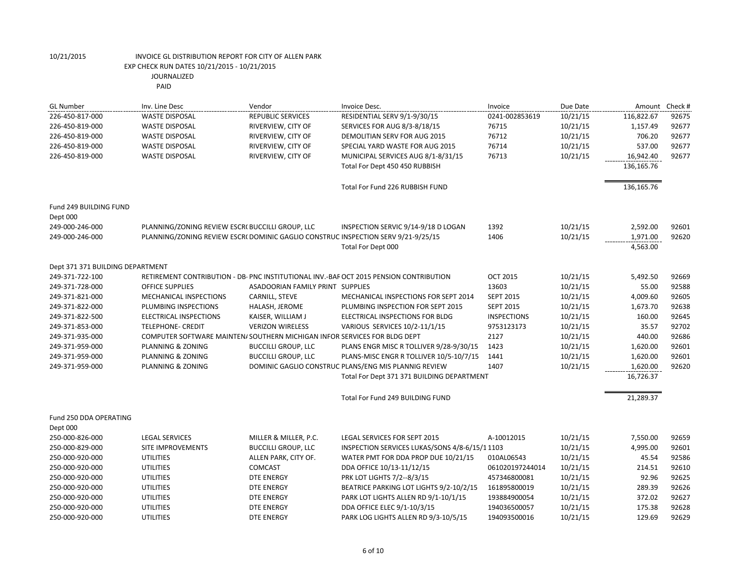10/21/2015 INVOICE GL DISTRIBUTION REPORT FOR CITY OF ALLEN PARK
EXP CHECK RUN DATES 10/21/2015 - 10/21/2015
JOURNALIZED
PAID

| GL Number | Inv. Line Desc | Vendor | Invoice Desc. | Invoice | Due Date | Amount | Check # |
|---|---|---|---|---|---|---|---|
| 226-450-817-000 | WASTE DISPOSAL | REPUBLIC SERVICES | RESIDENTIAL SERV 9/1-9/30/15 | 0241-002853619 | 10/21/15 | 116,822.67 | 92675 |
| 226-450-819-000 | WASTE DISPOSAL | RIVERVIEW, CITY OF | SERVICES FOR AUG 8/3-8/18/15 | 76715 | 10/21/15 | 1,157.49 | 92677 |
| 226-450-819-000 | WASTE DISPOSAL | RIVERVIEW, CITY OF | DEMOLITIAN SERV FOR AUG 2015 | 76712 | 10/21/15 | 706.20 | 92677 |
| 226-450-819-000 | WASTE DISPOSAL | RIVERVIEW, CITY OF | SPECIAL YARD WASTE FOR AUG 2015 | 76714 | 10/21/15 | 537.00 | 92677 |
| 226-450-819-000 | WASTE DISPOSAL | RIVERVIEW, CITY OF | MUNICIPAL SERVICES AUG 8/1-8/31/15 | 76713 | 10/21/15 | 16,942.40 | 92677 |
| | | | Total For Dept 450 450 RUBBISH | | | 136,165.76 | |
| | | | Total For Fund 226 RUBBISH FUND | | | 136,165.76 | |
| Fund 249 BUILDING FUND | | | | | | | |
| Dept 000 | | | | | | | |
| 249-000-246-000 | PLANNING/ZONING REVIEW ESCR( | BUCCILLI GROUP, LLC | INSPECTION SERVIC 9/14-9/18 D LOGAN | 1392 | 10/21/15 | 2,592.00 | 92601 |
| 249-000-246-000 | PLANNING/ZONING REVIEW ESCR( | DOMINIC GAGLIO CONSTRUC | INSPECTION SERV 9/21-9/25/15 | 1406 | 10/21/15 | 1,971.00 | 92620 |
| | | | Total For Dept 000 | | | 4,563.00 | |
| Dept 371 371 BUILDING DEPARTMENT | | | | | | | |
| 249-371-722-100 | RETIREMENT CONTRIBUTION - DB- | PNC INSTITUTIONAL INV.-BAI | OCT 2015 PENSION CONTRIBUTION | OCT 2015 | 10/21/15 | 5,492.50 | 92669 |
| 249-371-728-000 | OFFICE SUPPLIES | ASADOORIAN FAMILY PRINT | SUPPLIES | 13603 | 10/21/15 | 55.00 | 92588 |
| 249-371-821-000 | MECHANICAL INSPECTIONS | CARNILL, STEVE | MECHANICAL INSPECTIONS FOR SEPT 2014 | SEPT 2015 | 10/21/15 | 4,009.60 | 92605 |
| 249-371-822-000 | PLUMBING INSPECTIONS | HALASH, JEROME | PLUMBING INSPECTION FOR SEPT 2015 | SEPT 2015 | 10/21/15 | 1,673.70 | 92638 |
| 249-371-822-500 | ELECTRICAL INSPECTIONS | KAISER, WILLIAM J | ELECTRICAL INSPECTIONS FOR BLDG | INSPECTIONS | 10/21/15 | 160.00 | 92645 |
| 249-371-853-000 | TELEPHONE- CREDIT | VERIZON WIRELESS | VARIOUS SERVICES 10/2-11/1/15 | 9753123173 | 10/21/15 | 35.57 | 92702 |
| 249-371-935-000 | COMPUTER SOFTWARE MAINTEN/ | SOUTHERN MICHIGAN INFOR | SERVICES FOR BLDG DEPT | 2127 | 10/21/15 | 440.00 | 92686 |
| 249-371-959-000 | PLANNING & ZONING | BUCCILLI GROUP, LLC | PLANS ENGR MISC R TOLLIVER 9/28-9/30/15 | 1423 | 10/21/15 | 1,620.00 | 92601 |
| 249-371-959-000 | PLANNING & ZONING | BUCCILLI GROUP, LLC | PLANS-MISC ENGR R TOLLIVER 10/5-10/7/15 | 1441 | 10/21/15 | 1,620.00 | 92601 |
| 249-371-959-000 | PLANNING & ZONING | DOMINIC GAGLIO CONSTRUC | PLANS/ENG MIS PLANNIG REVIEW | 1407 | 10/21/15 | 1,620.00 | 92620 |
| | | | Total For Dept 371 371 BUILDING DEPARTMENT | | | 16,726.37 | |
| | | | Total For Fund 249 BUILDING FUND | | | 21,289.37 | |
| Fund 250 DDA OPERATING | | | | | | | |
| Dept 000 | | | | | | | |
| 250-000-826-000 | LEGAL SERVICES | MILLER & MILLER, P.C. | LEGAL SERVICES FOR SEPT 2015 | A-10012015 | 10/21/15 | 7,550.00 | 92659 |
| 250-000-829-000 | SITE IMPROVEMENTS | BUCCILLI GROUP, LLC | INSPECTION SERVICES LUKAS/SONS 4/8-6/15/1 | 1103 | 10/21/15 | 4,995.00 | 92601 |
| 250-000-920-000 | UTILITIES | ALLEN PARK, CITY OF. | WATER PMT FOR DDA PROP DUE 10/21/15 | 010AL06543 | 10/21/15 | 45.54 | 92586 |
| 250-000-920-000 | UTILITIES | COMCAST | DDA OFFICE 10/13-11/12/15 | 061020197244014 | 10/21/15 | 214.51 | 92610 |
| 250-000-920-000 | UTILITIES | DTE ENERGY | PRK LOT LIGHTS 7/2--8/3/15 | 457346800081 | 10/21/15 | 92.96 | 92625 |
| 250-000-920-000 | UTILITIES | DTE ENERGY | BEATRICE PARKING LOT LIGHTS 9/2-10/2/15 | 161895800019 | 10/21/15 | 289.39 | 92626 |
| 250-000-920-000 | UTILITIES | DTE ENERGY | PARK LOT LIGHTS ALLEN RD 9/1-10/1/15 | 193884900054 | 10/21/15 | 372.02 | 92627 |
| 250-000-920-000 | UTILITIES | DTE ENERGY | DDA OFFICE ELEC 9/1-10/3/15 | 194036500057 | 10/21/15 | 175.38 | 92628 |
| 250-000-920-000 | UTILITIES | DTE ENERGY | PARK LOG LIGHTS ALLEN RD 9/3-10/5/15 | 194093500016 | 10/21/15 | 129.69 | 92629 |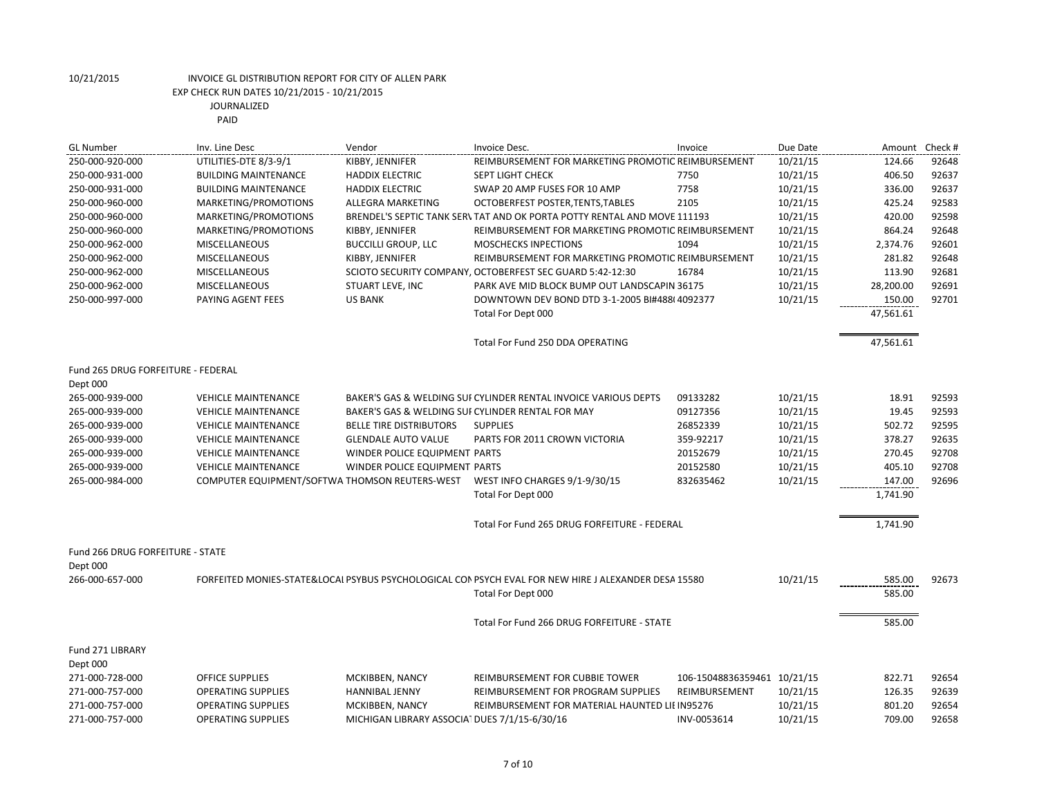10/21/2015 INVOICE GL DISTRIBUTION REPORT FOR CITY OF ALLEN PARK
EXP CHECK RUN DATES 10/21/2015 - 10/21/2015
JOURNALIZED
PAID

| GL Number | Inv. Line Desc | Vendor | Invoice Desc. | Invoice | Due Date | Amount | Check # |
|---|---|---|---|---|---|---|---|
| 250-000-920-000 | UTILITIES-DTE 8/3-9/1 | KIBBY, JENNIFER | REIMBURSEMENT FOR MARKETING PROMOTIC | REIMBURSEMENT | 10/21/15 | 124.66 | 92648 |
| 250-000-931-000 | BUILDING MAINTENANCE | HADDIX ELECTRIC | SEPT LIGHT CHECK | 7750 | 10/21/15 | 406.50 | 92637 |
| 250-000-931-000 | BUILDING MAINTENANCE | HADDIX ELECTRIC | SWAP 20 AMP FUSES FOR 10 AMP | 7758 | 10/21/15 | 336.00 | 92637 |
| 250-000-960-000 | MARKETING/PROMOTIONS | ALLEGRA MARKETING | OCTOBERFEST POSTER,TENTS,TABLES | 2105 | 10/21/15 | 425.24 | 92583 |
| 250-000-960-000 | MARKETING/PROMOTIONS | BRENDEL'S SEPTIC TANK SERV | TAT AND OK PORTA POTTY RENTAL AND MOVE | 111193 | 10/21/15 | 420.00 | 92598 |
| 250-000-960-000 | MARKETING/PROMOTIONS | KIBBY, JENNIFER | REIMBURSEMENT FOR MARKETING PROMOTIC | REIMBURSEMENT | 10/21/15 | 864.24 | 92648 |
| 250-000-962-000 | MISCELLANEOUS | BUCCILLI GROUP, LLC | MOSCHECKS INPECTIONS | 1094 | 10/21/15 | 2,374.76 | 92601 |
| 250-000-962-000 | MISCELLANEOUS | KIBBY, JENNIFER | REIMBURSEMENT FOR MARKETING PROMOTIC | REIMBURSEMENT | 10/21/15 | 281.82 | 92648 |
| 250-000-962-000 | MISCELLANEOUS | SCIOTO SECURITY COMPANY, | OCTOBERFEST SEC GUARD 5:42-12:30 | 16784 | 10/21/15 | 113.90 | 92681 |
| 250-000-962-000 | MISCELLANEOUS | STUART LEVE, INC | PARK AVE MID BLOCK BUMP OUT LANDSCAPIN | 36175 | 10/21/15 | 28,200.00 | 92691 |
| 250-000-997-000 | PAYING AGENT FEES | US BANK | DOWNTOWN DEV BOND DTD 3-1-2005 BI#488( | 4092377 | 10/21/15 | 150.00 | 92701 |
| | | | Total For Dept 000 | | | 47,561.61 | |
| | | | Total For Fund 250 DDA OPERATING | | | 47,561.61 | |
| Fund 265 DRUG FORFEITURE - FEDERAL | | | | | | | |
| Dept 000 | | | | | | | |
| 265-000-939-000 | VEHICLE MAINTENANCE | BAKER'S GAS & WELDING SUI | CYLINDER RENTAL INVOICE VARIOUS DEPTS | 09133282 | 10/21/15 | 18.91 | 92593 |
| 265-000-939-000 | VEHICLE MAINTENANCE | BAKER'S GAS & WELDING SUI | CYLINDER RENTAL FOR MAY | 09127356 | 10/21/15 | 19.45 | 92593 |
| 265-000-939-000 | VEHICLE MAINTENANCE | BELLE TIRE DISTRIBUTORS | SUPPLIES | 26852339 | 10/21/15 | 502.72 | 92595 |
| 265-000-939-000 | VEHICLE MAINTENANCE | GLENDALE AUTO VALUE | PARTS FOR 2011 CROWN VICTORIA | 359-92217 | 10/21/15 | 378.27 | 92635 |
| 265-000-939-000 | VEHICLE MAINTENANCE | WINDER POLICE EQUIPMENT | PARTS | 20152679 | 10/21/15 | 270.45 | 92708 |
| 265-000-939-000 | VEHICLE MAINTENANCE | WINDER POLICE EQUIPMENT | PARTS | 20152580 | 10/21/15 | 405.10 | 92708 |
| 265-000-984-000 | COMPUTER EQUIPMENT/SOFTWA | THOMSON REUTERS-WEST | WEST INFO CHARGES 9/1-9/30/15 | 832635462 | 10/21/15 | 147.00 | 92696 |
| | | | Total For Dept 000 | | | 1,741.90 | |
| | | | Total For Fund 265 DRUG FORFEITURE - FEDERAL | | | 1,741.90 | |
| Fund 266 DRUG FORFEITURE - STATE | | | | | | | |
| Dept 000 | | | | | | | |
| 266-000-657-000 | FORFEITED MONIES-STATE&LOCAL | PSYBUS PSYCHOLOGICAL CON | PSYCH EVAL FOR NEW HIRE J ALEXANDER DESA | 15580 | 10/21/15 | 585.00 | 92673 |
| | | | Total For Dept 000 | | | 585.00 | |
| | | | Total For Fund 266 DRUG FORFEITURE - STATE | | | 585.00 | |
| Fund 271 LIBRARY | | | | | | | |
| Dept 000 | | | | | | | |
| 271-000-728-000 | OFFICE SUPPLIES | MCKIBBEN, NANCY | REIMBURSEMENT FOR CUBBIE TOWER | 106-15048836359461 | 10/21/15 | 822.71 | 92654 |
| 271-000-757-000 | OPERATING SUPPLIES | HANNIBAL JENNY | REIMBURSEMENT FOR PROGRAM SUPPLIES | REIMBURSEMENT | 10/21/15 | 126.35 | 92639 |
| 271-000-757-000 | OPERATING SUPPLIES | MCKIBBEN, NANCY | REIMBURSEMENT FOR MATERIAL HAUNTED LII | IN95276 | 10/21/15 | 801.20 | 92654 |
| 271-000-757-000 | OPERATING SUPPLIES | MICHIGAN LIBRARY ASSOCIAT | DUES 7/1/15-6/30/16 | INV-0053614 | 10/21/15 | 709.00 | 92658 |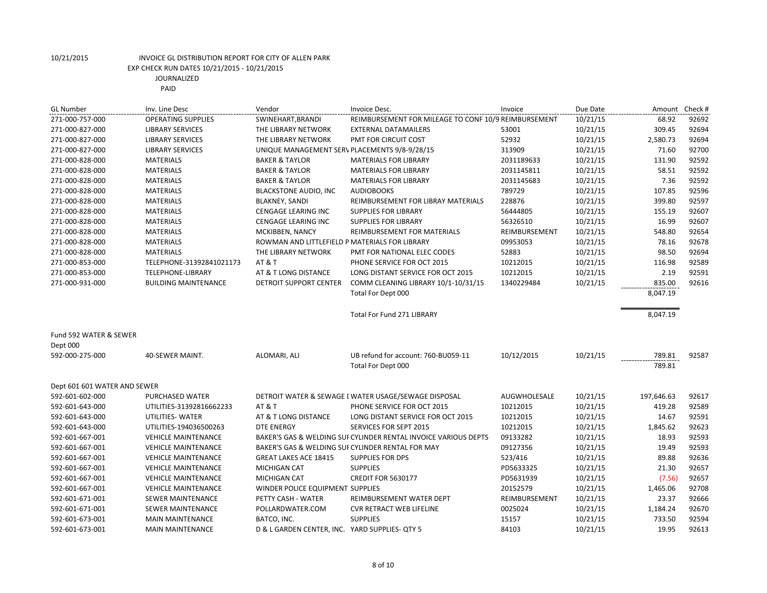10/21/2015 INVOICE GL DISTRIBUTION REPORT FOR CITY OF ALLEN PARK
EXP CHECK RUN DATES 10/21/2015 - 10/21/2015
JOURNALIZED
PAID

| GL Number | Inv. Line Desc | Vendor | Invoice Desc. | Invoice | Due Date | Amount | Check # |
|---|---|---|---|---|---|---|---|
| 271-000-757-000 | OPERATING SUPPLIES | SWINEHART,BRANDI | REIMBURSEMENT FOR MILEAGE TO CONF 10/9 | REIMBURSEMENT | 10/21/15 | 68.92 | 92692 |
| 271-000-827-000 | LIBRARY SERVICES | THE LIBRARY NETWORK | EXTERNAL DATAMAILERS | 53001 | 10/21/15 | 309.45 | 92694 |
| 271-000-827-000 | LIBRARY SERVICES | THE LIBRARY NETWORK | PMT FOR CIRCUIT COST | 52932 | 10/21/15 | 2,580.73 | 92694 |
| 271-000-827-000 | LIBRARY SERVICES | UNIQUE MANAGEMENT SERV | PLACEMENTS 9/8-9/28/15 | 313909 | 10/21/15 | 71.60 | 92700 |
| 271-000-828-000 | MATERIALS | BAKER & TAYLOR | MATERIALS FOR LIBRARY | 2031189633 | 10/21/15 | 131.90 | 92592 |
| 271-000-828-000 | MATERIALS | BAKER & TAYLOR | MATERIALS FOR LIBRARY | 2031145811 | 10/21/15 | 58.51 | 92592 |
| 271-000-828-000 | MATERIALS | BAKER & TAYLOR | MATERIALS FOR LIBRARY | 2031145683 | 10/21/15 | 7.36 | 92592 |
| 271-000-828-000 | MATERIALS | BLACKSTONE AUDIO, INC | AUDIOBOOKS | 789729 | 10/21/15 | 107.85 | 92596 |
| 271-000-828-000 | MATERIALS | BLAKNEY, SANDI | REIMBURSEMENT FOR LIBRAY MATERIALS | 228876 | 10/21/15 | 399.80 | 92597 |
| 271-000-828-000 | MATERIALS | CENGAGE LEARING INC | SUPPLIES FOR LIBRARY | 56444805 | 10/21/15 | 155.19 | 92607 |
| 271-000-828-000 | MATERIALS | CENGAGE LEARING INC | SUPPLIES FOR LIBRARY | 56326510 | 10/21/15 | 16.99 | 92607 |
| 271-000-828-000 | MATERIALS | MCKIBBEN, NANCY | REIMBURSEMENT FOR MATERIALS | REIMBURSEMENT | 10/21/15 | 548.80 | 92654 |
| 271-000-828-000 | MATERIALS | ROWMAN AND LITTLEFIELD P | MATERIALS FOR LIBRARY | 09953053 | 10/21/15 | 78.16 | 92678 |
| 271-000-828-000 | MATERIALS | THE LIBRARY NETWORK | PMT FOR NATIONAL ELEC CODES | 52883 | 10/21/15 | 98.50 | 92694 |
| 271-000-853-000 | TELEPHONE-31392841021173 | AT & T | PHONE SERVICE FOR OCT 2015 | 10212015 | 10/21/15 | 116.98 | 92589 |
| 271-000-853-000 | TELEPHONE-LIBRARY | AT & T LONG DISTANCE | LONG DISTANT SERVICE FOR OCT 2015 | 10212015 | 10/21/15 | 2.19 | 92591 |
| 271-000-931-000 | BUILDING MAINTENANCE | DETROIT SUPPORT CENTER | COMM CLEANING LIBRARY 10/1-10/31/15 | 1340229484 | 10/21/15 | 835.00 | 92616 |
| | | | Total For Dept 000 | | | 8,047.19 | |
| | | | Total For Fund 271 LIBRARY | | | 8,047.19 | |
| Fund 592 WATER & SEWER | | | | | | | |
| Dept 000 | | | | | | | |
| 592-000-275-000 | 40-SEWER MAINT. | ALOMARI, ALI | UB refund for account: 760-BU059-11 | 10/12/2015 | 10/21/15 | 789.81 | 92587 |
| | | | Total For Dept 000 | | | 789.81 | |
| Dept 601 601 WATER AND SEWER | | | | | | | |
| 592-601-602-000 | PURCHASED WATER | DETROIT WATER & SEWAGE I | WATER USAGE/SEWAGE DISPOSAL | AUGWHOLESALE | 10/21/15 | 197,646.63 | 92617 |
| 592-601-643-000 | UTILITIES-31392816662233 | AT & T | PHONE SERVICE FOR OCT 2015 | 10212015 | 10/21/15 | 419.28 | 92589 |
| 592-601-643-000 | UTILITIES- WATER | AT & T LONG DISTANCE | LONG DISTANT SERVICE FOR OCT 2015 | 10212015 | 10/21/15 | 14.67 | 92591 |
| 592-601-643-000 | UTILITIES-194036500263 | DTE ENERGY | SERVICES FOR SEPT 2015 | 10212015 | 10/21/15 | 1,845.62 | 92623 |
| 592-601-667-001 | VEHICLE MAINTENANCE | BAKER'S GAS & WELDING SUI | CYLINDER RENTAL INVOICE VARIOUS DEPTS | 09133282 | 10/21/15 | 18.93 | 92593 |
| 592-601-667-001 | VEHICLE MAINTENANCE | BAKER'S GAS & WELDING SUI | CYLINDER RENTAL FOR MAY | 09127356 | 10/21/15 | 19.49 | 92593 |
| 592-601-667-001 | VEHICLE MAINTENANCE | GREAT LAKES ACE 18415 | SUPPLIES FOR DPS | 523/416 | 10/21/15 | 89.88 | 92636 |
| 592-601-667-001 | VEHICLE MAINTENANCE | MICHIGAN CAT | SUPPLIES | PD5633325 | 10/21/15 | 21.30 | 92657 |
| 592-601-667-001 | VEHICLE MAINTENANCE | MICHIGAN CAT | CREDIT FOR 5630177 | PD5631939 | 10/21/15 | (7.56) | 92657 |
| 592-601-667-001 | VEHICLE MAINTENANCE | WINDER POLICE EQUIPMENT | SUPPLIES | 20152579 | 10/21/15 | 1,465.06 | 92708 |
| 592-601-671-001 | SEWER MAINTENANCE | PETTY CASH - WATER | REIMBURSEMENT WATER DEPT | REIMBURSEMENT | 10/21/15 | 23.37 | 92666 |
| 592-601-671-001 | SEWER MAINTENANCE | POLLARDWATER.COM | CVR RETRACT WEB LIFELINE | 0025024 | 10/21/15 | 1,184.24 | 92670 |
| 592-601-673-001 | MAIN MAINTENANCE | BATCO, INC. | SUPPLIES | 15157 | 10/21/15 | 733.50 | 92594 |
| 592-601-673-001 | MAIN MAINTENANCE | D & L GARDEN CENTER, INC. | YARD SUPPLIES- QTY 5 | 84103 | 10/21/15 | 19.95 | 92613 |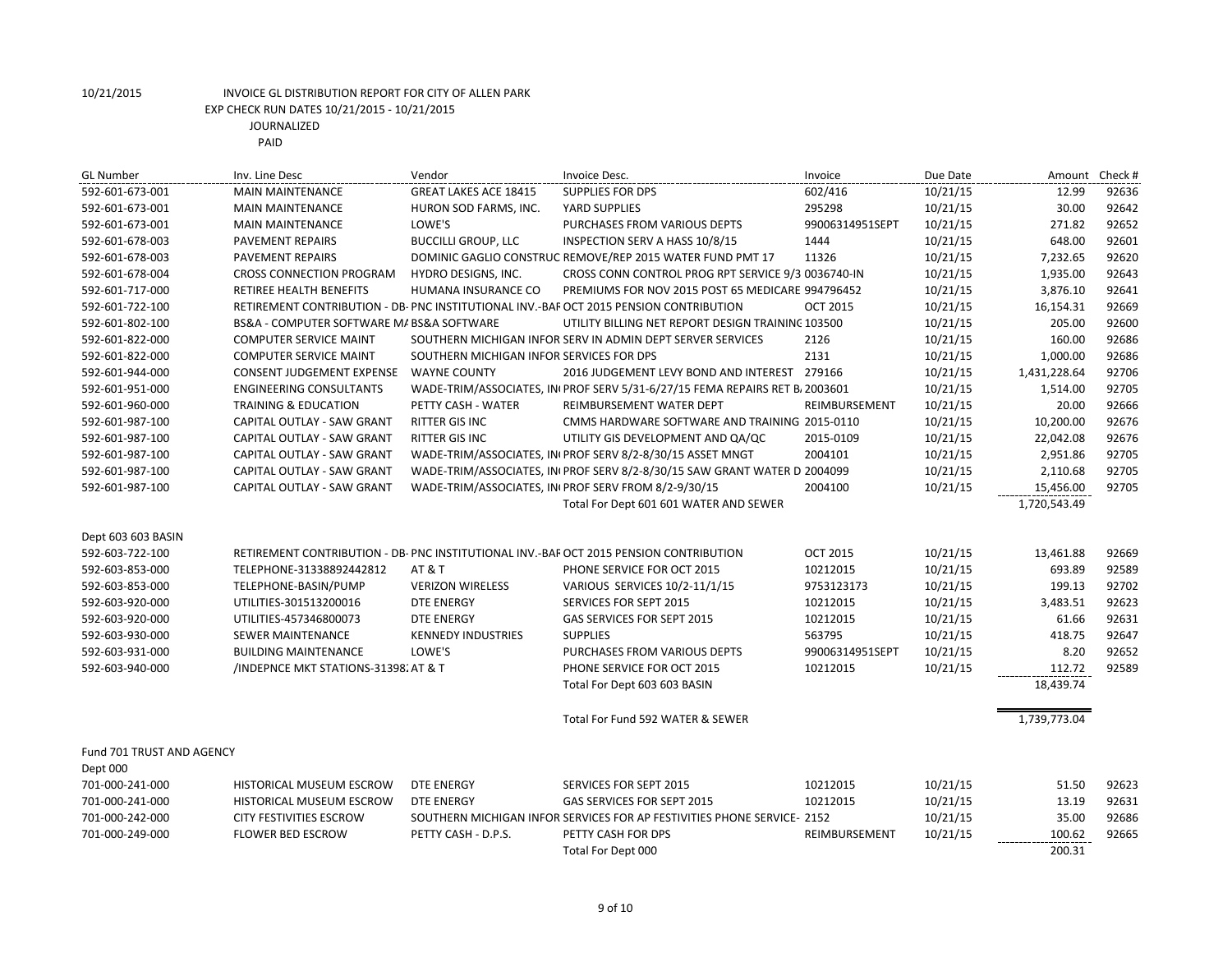10/21/2015 INVOICE GL DISTRIBUTION REPORT FOR CITY OF ALLEN PARK
EXP CHECK RUN DATES 10/21/2015 - 10/21/2015
JOURNALIZED
PAID

| GL Number | Inv. Line Desc | Vendor | Invoice Desc. | Invoice | Due Date | Amount | Check # |
|---|---|---|---|---|---|---|---|
| 592-601-673-001 | MAIN MAINTENANCE | GREAT LAKES ACE 18415 | SUPPLIES FOR DPS | 602/416 | 10/21/15 | 12.99 | 92636 |
| 592-601-673-001 | MAIN MAINTENANCE | HURON SOD FARMS, INC. | YARD SUPPLIES | 295298 | 10/21/15 | 30.00 | 92642 |
| 592-601-673-001 | MAIN MAINTENANCE | LOWE'S | PURCHASES FROM VARIOUS DEPTS | 99006314951SEPT | 10/21/15 | 271.82 | 92652 |
| 592-601-678-003 | PAVEMENT REPAIRS | BUCCILLI GROUP, LLC | INSPECTION SERV A HASS 10/8/15 | 1444 | 10/21/15 | 648.00 | 92601 |
| 592-601-678-003 | PAVEMENT REPAIRS | DOMINIC GAGLIO CONSTRUC | REMOVE/REP 2015 WATER FUND PMT 17 | 11326 | 10/21/15 | 7,232.65 | 92620 |
| 592-601-678-004 | CROSS CONNECTION PROGRAM | HYDRO DESIGNS, INC. | CROSS CONN CONTROL PROG RPT SERVICE 9/3 | 0036740-IN | 10/21/15 | 1,935.00 | 92643 |
| 592-601-717-000 | RETIREE HEALTH BENEFITS | HUMANA INSURANCE CO | PREMIUMS FOR NOV 2015 POST 65 MEDICARE | 994796452 | 10/21/15 | 3,876.10 | 92641 |
| 592-601-722-100 | RETIREMENT CONTRIBUTION - DB- | PNC INSTITUTIONAL INV.-BAF | OCT 2015 PENSION CONTRIBUTION | OCT 2015 | 10/21/15 | 16,154.31 | 92669 |
| 592-601-802-100 | BS&A - COMPUTER SOFTWARE MA | BS&A SOFTWARE | UTILITY BILLING NET REPORT DESIGN TRAINING | 103500 | 10/21/15 | 205.00 | 92600 |
| 592-601-822-000 | COMPUTER SERVICE MAINT | SOUTHERN MICHIGAN INFOR | SERV IN ADMIN DEPT SERVER SERVICES | 2126 | 10/21/15 | 160.00 | 92686 |
| 592-601-822-000 | COMPUTER SERVICE MAINT | SOUTHERN MICHIGAN INFOR | SERVICES FOR DPS | 2131 | 10/21/15 | 1,000.00 | 92686 |
| 592-601-944-000 | CONSENT JUDGEMENT EXPENSE | WAYNE COUNTY | 2016 JUDGEMENT LEVY BOND AND INTEREST | 279166 | 10/21/15 | 1,431,228.64 | 92706 |
| 592-601-951-000 | ENGINEERING CONSULTANTS | WADE-TRIM/ASSOCIATES, IN | PROF SERV 5/31-6/27/15 FEMA REPAIRS RET B | 2003601 | 10/21/15 | 1,514.00 | 92705 |
| 592-601-960-000 | TRAINING & EDUCATION | PETTY CASH - WATER | REIMBURSEMENT WATER DEPT | REIMBURSEMENT | 10/21/15 | 20.00 | 92666 |
| 592-601-987-100 | CAPITAL OUTLAY - SAW GRANT | RITTER GIS INC | CMMS HARDWARE SOFTWARE AND TRAINING | 2015-0110 | 10/21/15 | 10,200.00 | 92676 |
| 592-601-987-100 | CAPITAL OUTLAY - SAW GRANT | RITTER GIS INC | UTILITY GIS DEVELOPMENT AND QA/QC | 2015-0109 | 10/21/15 | 22,042.08 | 92676 |
| 592-601-987-100 | CAPITAL OUTLAY - SAW GRANT | WADE-TRIM/ASSOCIATES, IN | PROF SERV 8/2-8/30/15 ASSET MNGT | 2004101 | 10/21/15 | 2,951.86 | 92705 |
| 592-601-987-100 | CAPITAL OUTLAY - SAW GRANT | WADE-TRIM/ASSOCIATES, IN | PROF SERV 8/2-8/30/15 SAW GRANT WATER D | 2004099 | 10/21/15 | 2,110.68 | 92705 |
| 592-601-987-100 | CAPITAL OUTLAY - SAW GRANT | WADE-TRIM/ASSOCIATES, IN | PROF SERV FROM 8/2-9/30/15 | 2004100 | 10/21/15 | 15,456.00 | 92705 |
| | | | Total For Dept 601 601 WATER AND SEWER | | | 1,720,543.49 | |
| Dept 603 603 BASIN | | | | | | | |
| 592-603-722-100 | RETIREMENT CONTRIBUTION - DB- | PNC INSTITUTIONAL INV.-BAF | OCT 2015 PENSION CONTRIBUTION | OCT 2015 | 10/21/15 | 13,461.88 | 92669 |
| 592-603-853-000 | TELEPHONE-31338892442812 | AT & T | PHONE SERVICE FOR OCT 2015 | 10212015 | 10/21/15 | 693.89 | 92589 |
| 592-603-853-000 | TELEPHONE-BASIN/PUMP | VERIZON WIRELESS | VARIOUS SERVICES 10/2-11/1/15 | 9753123173 | 10/21/15 | 199.13 | 92702 |
| 592-603-920-000 | UTILITIES-301513200016 | DTE ENERGY | SERVICES FOR SEPT 2015 | 10212015 | 10/21/15 | 3,483.51 | 92623 |
| 592-603-920-000 | UTILITIES-457346800073 | DTE ENERGY | GAS SERVICES FOR SEPT 2015 | 10212015 | 10/21/15 | 61.66 | 92631 |
| 592-603-930-000 | SEWER MAINTENANCE | KENNEDY INDUSTRIES | SUPPLIES | 563795 | 10/21/15 | 418.75 | 92647 |
| 592-603-931-000 | BUILDING MAINTENANCE | LOWE'S | PURCHASES FROM VARIOUS DEPTS | 99006314951SEPT | 10/21/15 | 8.20 | 92652 |
| 592-603-940-000 | /INDEPNCE MKT STATIONS-31398 | AT & T | PHONE SERVICE FOR OCT 2015 | 10212015 | 10/21/15 | 112.72 | 92589 |
| | | | Total For Dept 603 603 BASIN | | | 18,439.74 | |
| | | | Total For Fund 592 WATER & SEWER | | | 1,739,773.04 | |
| Fund 701 TRUST AND AGENCY | | | | | | | |
| Dept 000 | | | | | | | |
| 701-000-241-000 | HISTORICAL MUSEUM ESCROW | DTE ENERGY | SERVICES FOR SEPT 2015 | 10212015 | 10/21/15 | 51.50 | 92623 |
| 701-000-241-000 | HISTORICAL MUSEUM ESCROW | DTE ENERGY | GAS SERVICES FOR SEPT 2015 | 10212015 | 10/21/15 | 13.19 | 92631 |
| 701-000-242-000 | CITY FESTIVITIES ESCROW | SOUTHERN MICHIGAN INFOR | SERVICES FOR AP FESTIVITIES PHONE SERVICE- | 2152 | 10/21/15 | 35.00 | 92686 |
| 701-000-249-000 | FLOWER BED ESCROW | PETTY CASH - D.P.S. | PETTY CASH FOR DPS | REIMBURSEMENT | 10/21/15 | 100.62 | 92665 |
| | | | Total For Dept 000 | | | 200.31 | |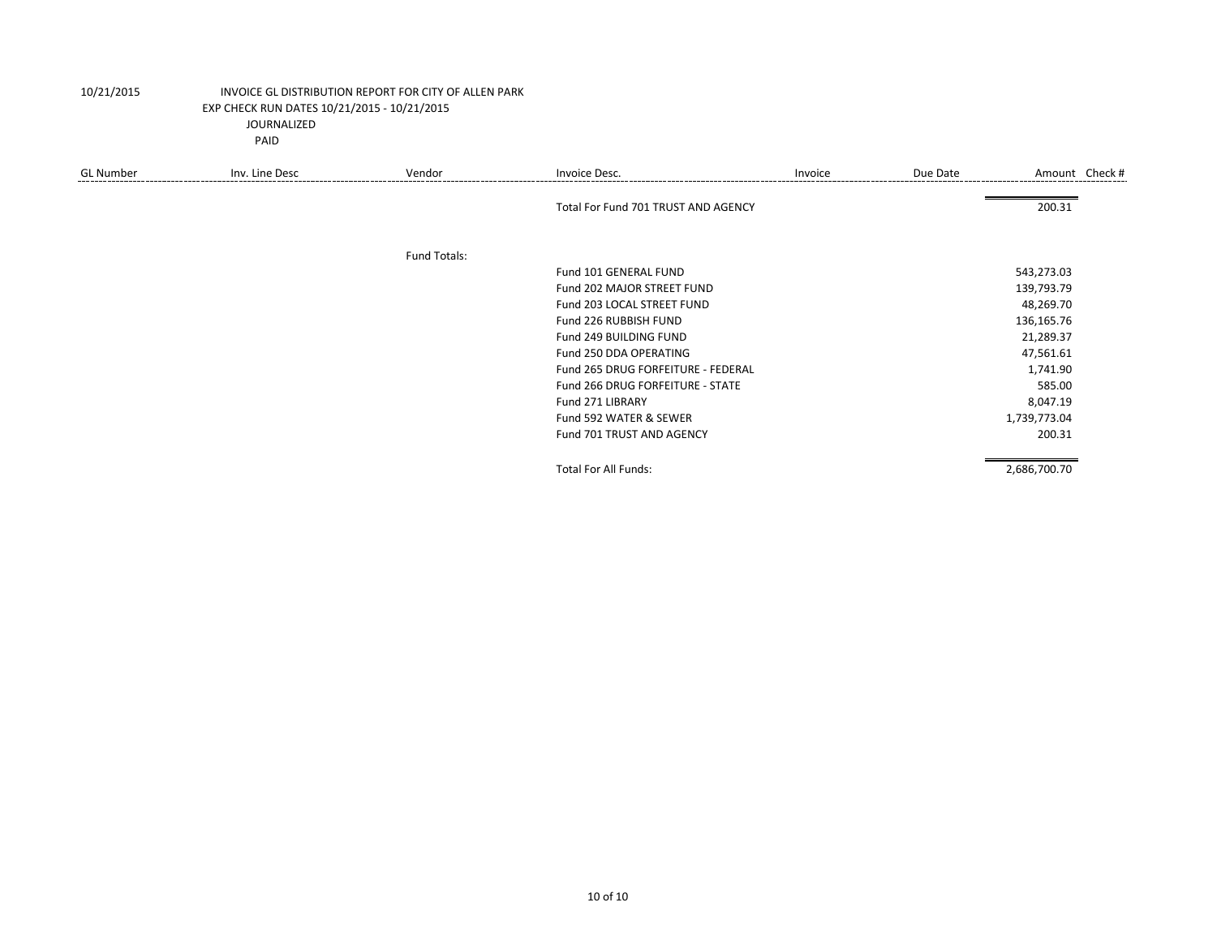10/21/2015 INVOICE GL DISTRIBUTION REPORT FOR CITY OF ALLEN PARK
EXP CHECK RUN DATES 10/21/2015 - 10/21/2015
JOURNALIZED
PAID

| GL Number | Inv. Line Desc | Vendor | Invoice Desc. | Invoice | Due Date | Amount | Check # |
|---|---|---|---|---|---|---|---|
| | | | Total For Fund 701 TRUST AND AGENCY | | | 200.31 | |
| | | Fund Totals: | | | | | |
| | | | Fund 101 GENERAL FUND | | | 543,273.03 | |
| | | | Fund 202 MAJOR STREET FUND | | | 139,793.79 | |
| | | | Fund 203 LOCAL STREET FUND | | | 48,269.70 | |
| | | | Fund 226 RUBBISH FUND | | | 136,165.76 | |
| | | | Fund 249 BUILDING FUND | | | 21,289.37 | |
| | | | Fund 250 DDA OPERATING | | | 47,561.61 | |
| | | | Fund 265 DRUG FORFEITURE - FEDERAL | | | 1,741.90 | |
| | | | Fund 266 DRUG FORFEITURE - STATE | | | 585.00 | |
| | | | Fund 271 LIBRARY | | | 8,047.19 | |
| | | | Fund 592 WATER & SEWER | | | 1,739,773.04 | |
| | | | Fund 701 TRUST AND AGENCY | | | 200.31 | |
| | | | Total For All Funds: | | | 2,686,700.70 | |